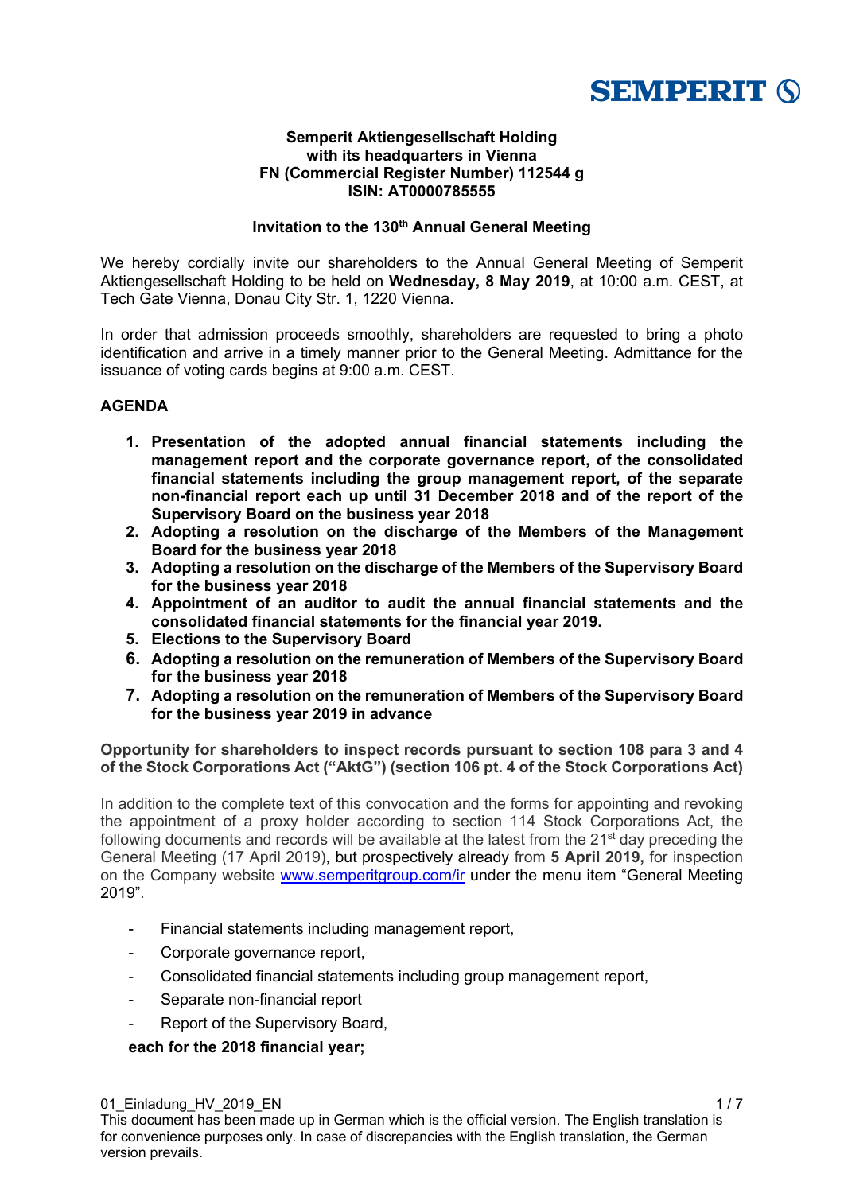SEMPERIT

**Semperit Aktiengesellschaft Holding**
**with its headquarters in Vienna**
**FN (Commercial Register Number) 112544 g**
**ISIN: AT0000785555**

## Invitation to the 130th Annual General Meeting

We hereby cordially invite our shareholders to the Annual General Meeting of Semperit Aktiengesellschaft Holding to be held on **Wednesday, 8 May 2019**, at 10:00 a.m. CEST, at Tech Gate Vienna, Donau City Str. 1, 1220 Vienna.

In order that admission proceeds smoothly, shareholders are requested to bring a photo identification and arrive in a timely manner prior to the General Meeting. Admittance for the issuance of voting cards begins at 9:00 a.m. CEST.

## AGENDA

1. **Presentation of the adopted annual financial statements including the management report and the corporate governance report, of the consolidated financial statements including the group management report, of the separate non-financial report each up until 31 December 2018 and of the report of the Supervisory Board on the business year 2018**
2. **Adopting a resolution on the discharge of the Members of the Management Board for the business year 2018**
3. **Adopting a resolution on the discharge of the Members of the Supervisory Board for the business year 2018**
4. **Appointment of an auditor to audit the annual financial statements and the consolidated financial statements for the financial year 2019.**
5. **Elections to the Supervisory Board**
6. **Adopting a resolution on the remuneration of Members of the Supervisory Board for the business year 2018**
7. **Adopting a resolution on the remuneration of Members of the Supervisory Board for the business year 2019 in advance**

**Opportunity for shareholders to inspect records pursuant to section 108 para 3 and 4 of the Stock Corporations Act ("AktG") (section 106 pt. 4 of the Stock Corporations Act)**

In addition to the complete text of this convocation and the forms for appointing and revoking the appointment of a proxy holder according to section 114 Stock Corporations Act, the following documents and records will be available at the latest from the 21st day preceding the General Meeting (17 April 2019), but prospectively already from **5 April 2019,** for inspection on the Company website www.semperitgroup.com/ir under the menu item "General Meeting 2019".

- Financial statements including management report,
- Corporate governance report,
- Consolidated financial statements including group management report,
- Separate non-financial report
- Report of the Supervisory Board,

**each for the 2018 financial year;**

01_Einladung_HV_2019_EN

This document has been made up in German which is the official version. The English translation is for convenience purposes only. In case of discrepancies with the English translation, the German version prevails.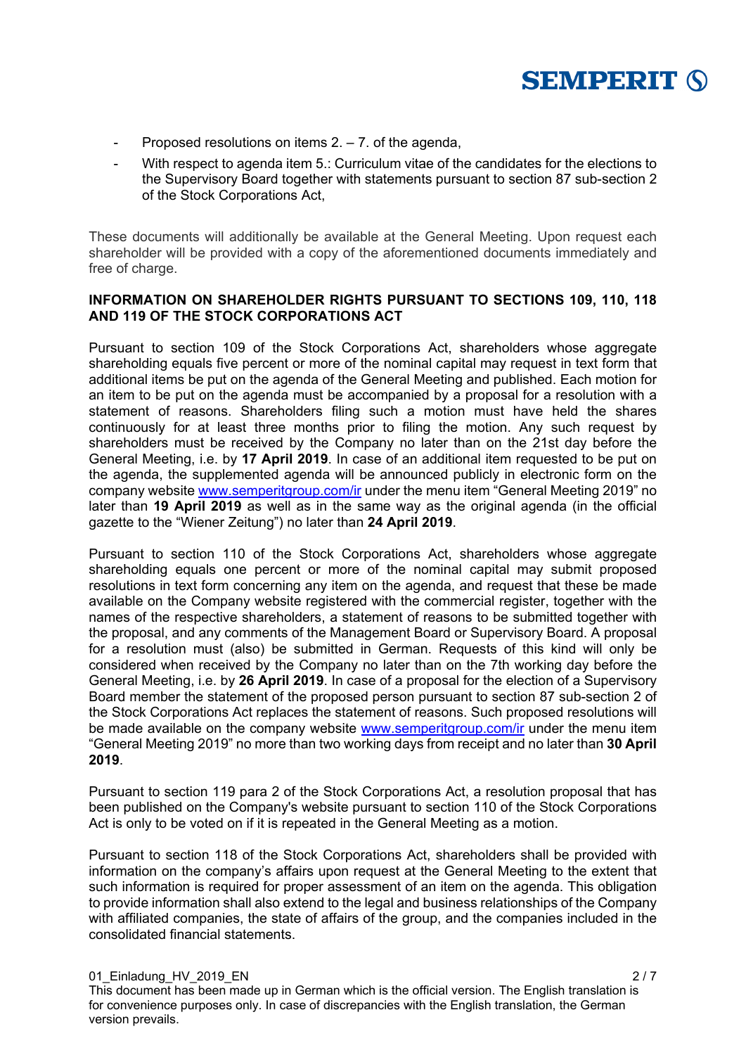- Proposed resolutions on items 2. – 7. of the agenda,
- With respect to agenda item 5.: Curriculum vitae of the candidates for the elections to the Supervisory Board together with statements pursuant to section 87 sub-section 2 of the Stock Corporations Act,

These documents will additionally be available at the General Meeting. Upon request each shareholder will be provided with a copy of the aforementioned documents immediately and free of charge.

**INFORMATION ON SHAREHOLDER RIGHTS PURSUANT TO SECTIONS 109, 110, 118 AND 119 OF THE STOCK CORPORATIONS ACT**

Pursuant to section 109 of the Stock Corporations Act, shareholders whose aggregate shareholding equals five percent or more of the nominal capital may request in text form that additional items be put on the agenda of the General Meeting and published. Each motion for an item to be put on the agenda must be accompanied by a proposal for a resolution with a statement of reasons. Shareholders filing such a motion must have held the shares continuously for at least three months prior to filing the motion. Any such request by shareholders must be received by the Company no later than on the 21st day before the General Meeting, i.e. by **17 April 2019**. In case of an additional item requested to be put on the agenda, the supplemented agenda will be announced publicly in electronic form on the company website www.semperitgroup.com/ir under the menu item "General Meeting 2019" no later than **19 April 2019** as well as in the same way as the original agenda (in the official gazette to the "Wiener Zeitung") no later than **24 April 2019**.

Pursuant to section 110 of the Stock Corporations Act, shareholders whose aggregate shareholding equals one percent or more of the nominal capital may submit proposed resolutions in text form concerning any item on the agenda, and request that these be made available on the Company website registered with the commercial register, together with the names of the respective shareholders, a statement of reasons to be submitted together with the proposal, and any comments of the Management Board or Supervisory Board. A proposal for a resolution must (also) be submitted in German. Requests of this kind will only be considered when received by the Company no later than on the 7th working day before the General Meeting, i.e. by **26 April 2019**. In case of a proposal for the election of a Supervisory Board member the statement of the proposed person pursuant to section 87 sub-section 2 of the Stock Corporations Act replaces the statement of reasons. Such proposed resolutions will be made available on the company website www.semperitgroup.com/ir under the menu item "General Meeting 2019" no more than two working days from receipt and no later than **30 April 2019**.

Pursuant to section 119 para 2 of the Stock Corporations Act, a resolution proposal that has been published on the Company's website pursuant to section 110 of the Stock Corporations Act is only to be voted on if it is repeated in the General Meeting as a motion.

Pursuant to section 118 of the Stock Corporations Act, shareholders shall be provided with information on the company's affairs upon request at the General Meeting to the extent that such information is required for proper assessment of an item on the agenda. This obligation to provide information shall also extend to the legal and business relationships of the Company with affiliated companies, the state of affairs of the group, and the companies included in the consolidated financial statements.

This document has been made up in German which is the official version. The English translation is for convenience purposes only. In case of discrepancies with the English translation, the German version prevails.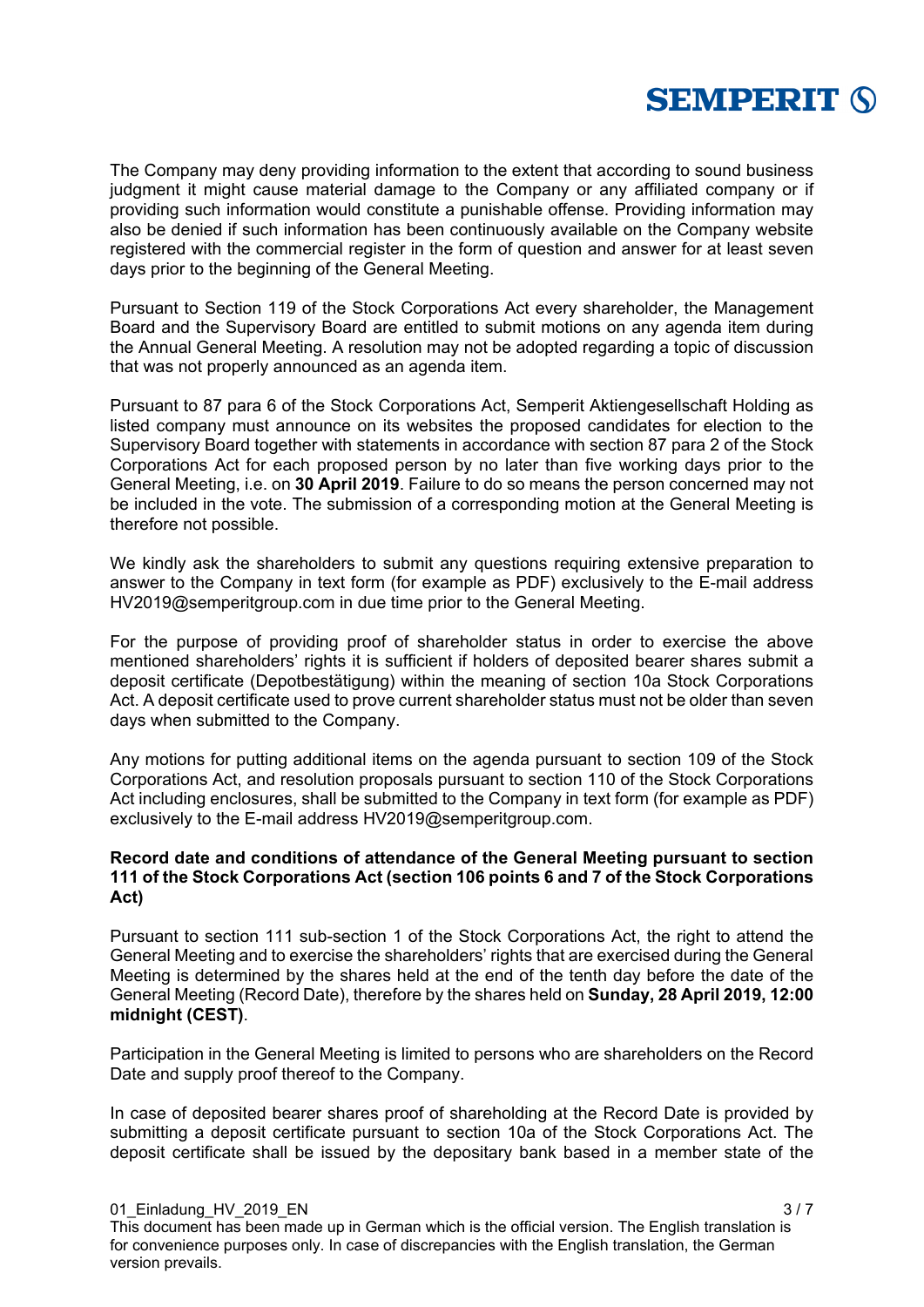The Company may deny providing information to the extent that according to sound business judgment it might cause material damage to the Company or any affiliated company or if providing such information would constitute a punishable offense. Providing information may also be denied if such information has been continuously available on the Company website registered with the commercial register in the form of question and answer for at least seven days prior to the beginning of the General Meeting.

Pursuant to Section 119 of the Stock Corporations Act every shareholder, the Management Board and the Supervisory Board are entitled to submit motions on any agenda item during the Annual General Meeting. A resolution may not be adopted regarding a topic of discussion that was not properly announced as an agenda item.

Pursuant to 87 para 6 of the Stock Corporations Act, Semperit Aktiengesellschaft Holding as listed company must announce on its websites the proposed candidates for election to the Supervisory Board together with statements in accordance with section 87 para 2 of the Stock Corporations Act for each proposed person by no later than five working days prior to the General Meeting, i.e. on **30 April 2019**. Failure to do so means the person concerned may not be included in the vote. The submission of a corresponding motion at the General Meeting is therefore not possible.

We kindly ask the shareholders to submit any questions requiring extensive preparation to answer to the Company in text form (for example as PDF) exclusively to the E-mail address HV2019@semperitgroup.com in due time prior to the General Meeting.

For the purpose of providing proof of shareholder status in order to exercise the above mentioned shareholders' rights it is sufficient if holders of deposited bearer shares submit a deposit certificate (Depotbestätigung) within the meaning of section 10a Stock Corporations Act. A deposit certificate used to prove current shareholder status must not be older than seven days when submitted to the Company.

Any motions for putting additional items on the agenda pursuant to section 109 of the Stock Corporations Act, and resolution proposals pursuant to section 110 of the Stock Corporations Act including enclosures, shall be submitted to the Company in text form (for example as PDF) exclusively to the E-mail address HV2019@semperitgroup.com.

**Record date and conditions of attendance of the General Meeting pursuant to section 111 of the Stock Corporations Act (section 106 points 6 and 7 of the Stock Corporations Act)**

Pursuant to section 111 sub-section 1 of the Stock Corporations Act, the right to attend the General Meeting and to exercise the shareholders' rights that are exercised during the General Meeting is determined by the shares held at the end of the tenth day before the date of the General Meeting (Record Date), therefore by the shares held on **Sunday, 28 April 2019, 12:00 midnight (CEST)**.

Participation in the General Meeting is limited to persons who are shareholders on the Record Date and supply proof thereof to the Company.

In case of deposited bearer shares proof of shareholding at the Record Date is provided by submitting a deposit certificate pursuant to section 10a of the Stock Corporations Act. The deposit certificate shall be issued by the depositary bank based in a member state of the

This document has been made up in German which is the official version. The English translation is for convenience purposes only. In case of discrepancies with the English translation, the German version prevails.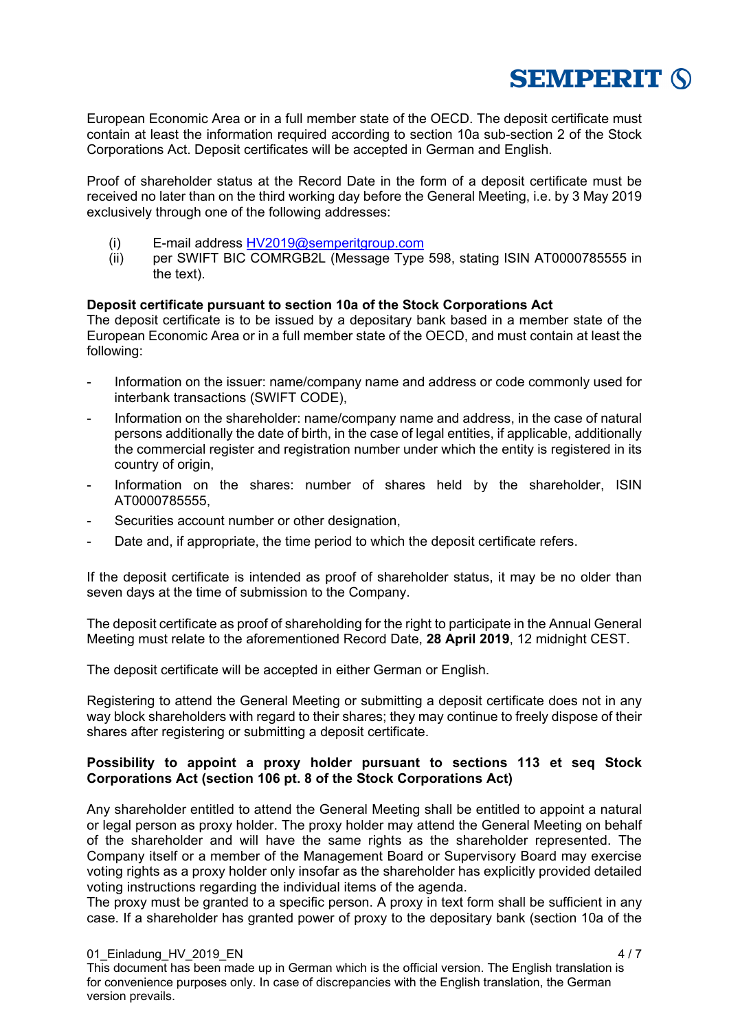European Economic Area or in a full member state of the OECD. The deposit certificate must contain at least the information required according to section 10a sub-section 2 of the Stock Corporations Act. Deposit certificates will be accepted in German and English.

Proof of shareholder status at the Record Date in the form of a deposit certificate must be received no later than on the third working day before the General Meeting, i.e. by 3 May 2019 exclusively through one of the following addresses:

(i) E-mail address HV2019@semperitgroup.com
(ii) per SWIFT BIC COMRGB2L (Message Type 598, stating ISIN AT0000785555 in the text).

**Deposit certificate pursuant to section 10a of the Stock Corporations Act**
The deposit certificate is to be issued by a depositary bank based in a member state of the European Economic Area or in a full member state of the OECD, and must contain at least the following:

- Information on the issuer: name/company name and address or code commonly used for interbank transactions (SWIFT CODE),
- Information on the shareholder: name/company name and address, in the case of natural persons additionally the date of birth, in the case of legal entities, if applicable, additionally the commercial register and registration number under which the entity is registered in its country of origin,
- Information on the shares: number of shares held by the shareholder, ISIN AT0000785555,
- Securities account number or other designation,
- Date and, if appropriate, the time period to which the deposit certificate refers.

If the deposit certificate is intended as proof of shareholder status, it may be no older than seven days at the time of submission to the Company.

The deposit certificate as proof of shareholding for the right to participate in the Annual General Meeting must relate to the aforementioned Record Date, **28 April 2019**, 12 midnight CEST.

The deposit certificate will be accepted in either German or English.

Registering to attend the General Meeting or submitting a deposit certificate does not in any way block shareholders with regard to their shares; they may continue to freely dispose of their shares after registering or submitting a deposit certificate.

**Possibility to appoint a proxy holder pursuant to sections 113 et seq Stock Corporations Act (section 106 pt. 8 of the Stock Corporations Act)**

Any shareholder entitled to attend the General Meeting shall be entitled to appoint a natural or legal person as proxy holder. The proxy holder may attend the General Meeting on behalf of the shareholder and will have the same rights as the shareholder represented. The Company itself or a member of the Management Board or Supervisory Board may exercise voting rights as a proxy holder only insofar as the shareholder has explicitly provided detailed voting instructions regarding the individual items of the agenda.
The proxy must be granted to a specific person. A proxy in text form shall be sufficient in any case. If a shareholder has granted power of proxy to the depositary bank (section 10a of the

This document has been made up in German which is the official version. The English translation is for convenience purposes only. In case of discrepancies with the English translation, the German version prevails.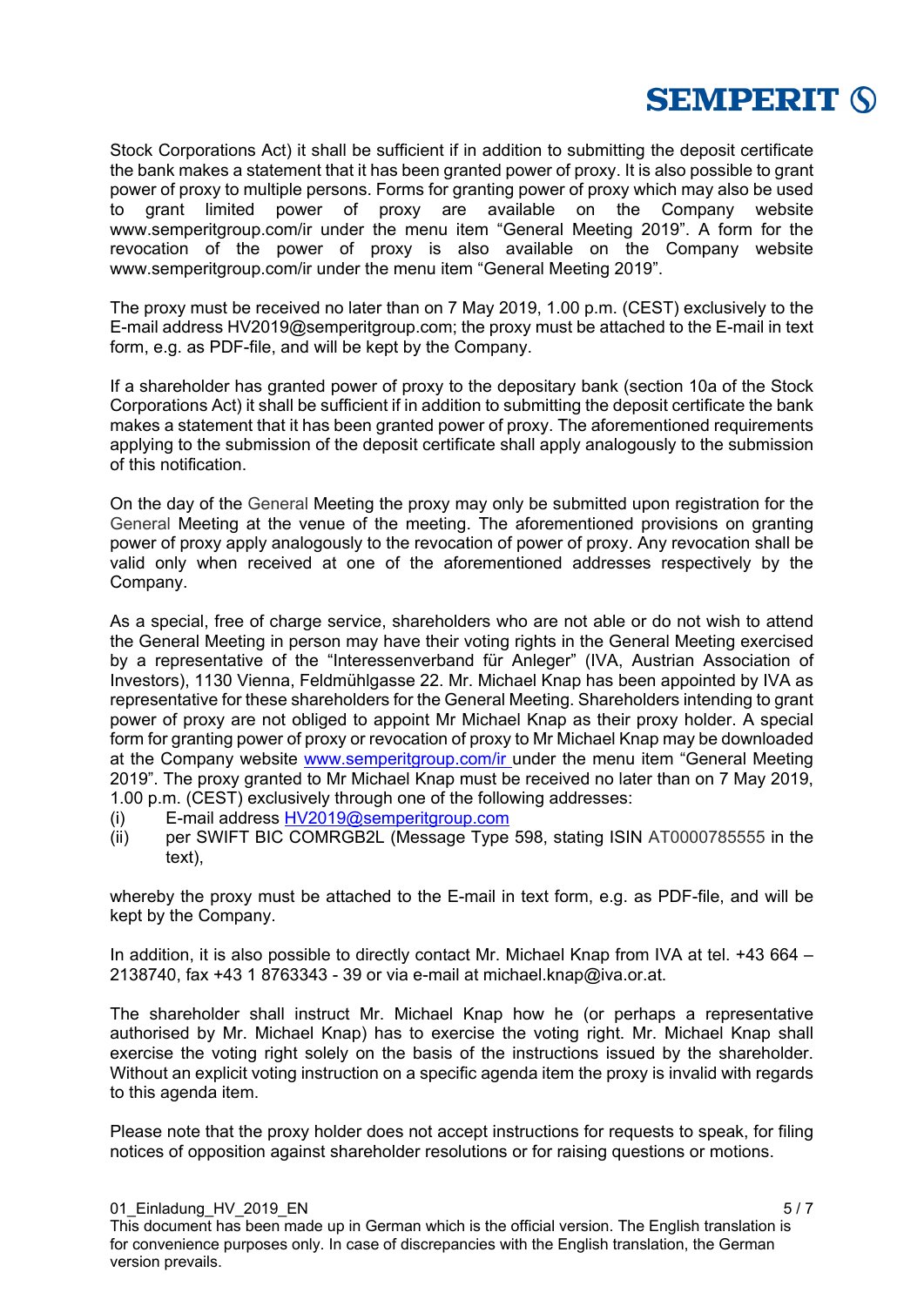Stock Corporations Act) it shall be sufficient if in addition to submitting the deposit certificate the bank makes a statement that it has been granted power of proxy. It is also possible to grant power of proxy to multiple persons. Forms for granting power of proxy which may also be used to grant limited power of proxy are available on the Company website www.semperitgroup.com/ir under the menu item "General Meeting 2019". A form for the revocation of the power of proxy is also available on the Company website www.semperitgroup.com/ir under the menu item "General Meeting 2019".

The proxy must be received no later than on 7 May 2019, 1.00 p.m. (CEST) exclusively to the E-mail address HV2019@semperitgroup.com; the proxy must be attached to the E-mail in text form, e.g. as PDF-file, and will be kept by the Company.

If a shareholder has granted power of proxy to the depositary bank (section 10a of the Stock Corporations Act) it shall be sufficient if in addition to submitting the deposit certificate the bank makes a statement that it has been granted power of proxy. The aforementioned requirements applying to the submission of the deposit certificate shall apply analogously to the submission of this notification.

On the day of the General Meeting the proxy may only be submitted upon registration for the General Meeting at the venue of the meeting. The aforementioned provisions on granting power of proxy apply analogously to the revocation of power of proxy. Any revocation shall be valid only when received at one of the aforementioned addresses respectively by the Company.

As a special, free of charge service, shareholders who are not able or do not wish to attend the General Meeting in person may have their voting rights in the General Meeting exercised by a representative of the "Interessenverband für Anleger" (IVA, Austrian Association of Investors), 1130 Vienna, Feldmühlgasse 22. Mr. Michael Knap has been appointed by IVA as representative for these shareholders for the General Meeting. Shareholders intending to grant power of proxy are not obliged to appoint Mr Michael Knap as their proxy holder. A special form for granting power of proxy or revocation of proxy to Mr Michael Knap may be downloaded at the Company website www.semperitgroup.com/ir under the menu item "General Meeting 2019". The proxy granted to Mr Michael Knap must be received no later than on 7 May 2019, 1.00 p.m. (CEST) exclusively through one of the following addresses:

(i) E-mail address HV2019@semperitgroup.com
(ii) per SWIFT BIC COMRGB2L (Message Type 598, stating ISIN AT0000785555 in the text),

whereby the proxy must be attached to the E-mail in text form, e.g. as PDF-file, and will be kept by the Company.

In addition, it is also possible to directly contact Mr. Michael Knap from IVA at tel. +43 664 – 2138740, fax +43 1 8763343 - 39 or via e-mail at michael.knap@iva.or.at.

The shareholder shall instruct Mr. Michael Knap how he (or perhaps a representative authorised by Mr. Michael Knap) has to exercise the voting right. Mr. Michael Knap shall exercise the voting right solely on the basis of the instructions issued by the shareholder. Without an explicit voting instruction on a specific agenda item the proxy is invalid with regards to this agenda item.

Please note that the proxy holder does not accept instructions for requests to speak, for filing notices of opposition against shareholder resolutions or for raising questions or motions.

This document has been made up in German which is the official version. The English translation is for convenience purposes only. In case of discrepancies with the English translation, the German version prevails.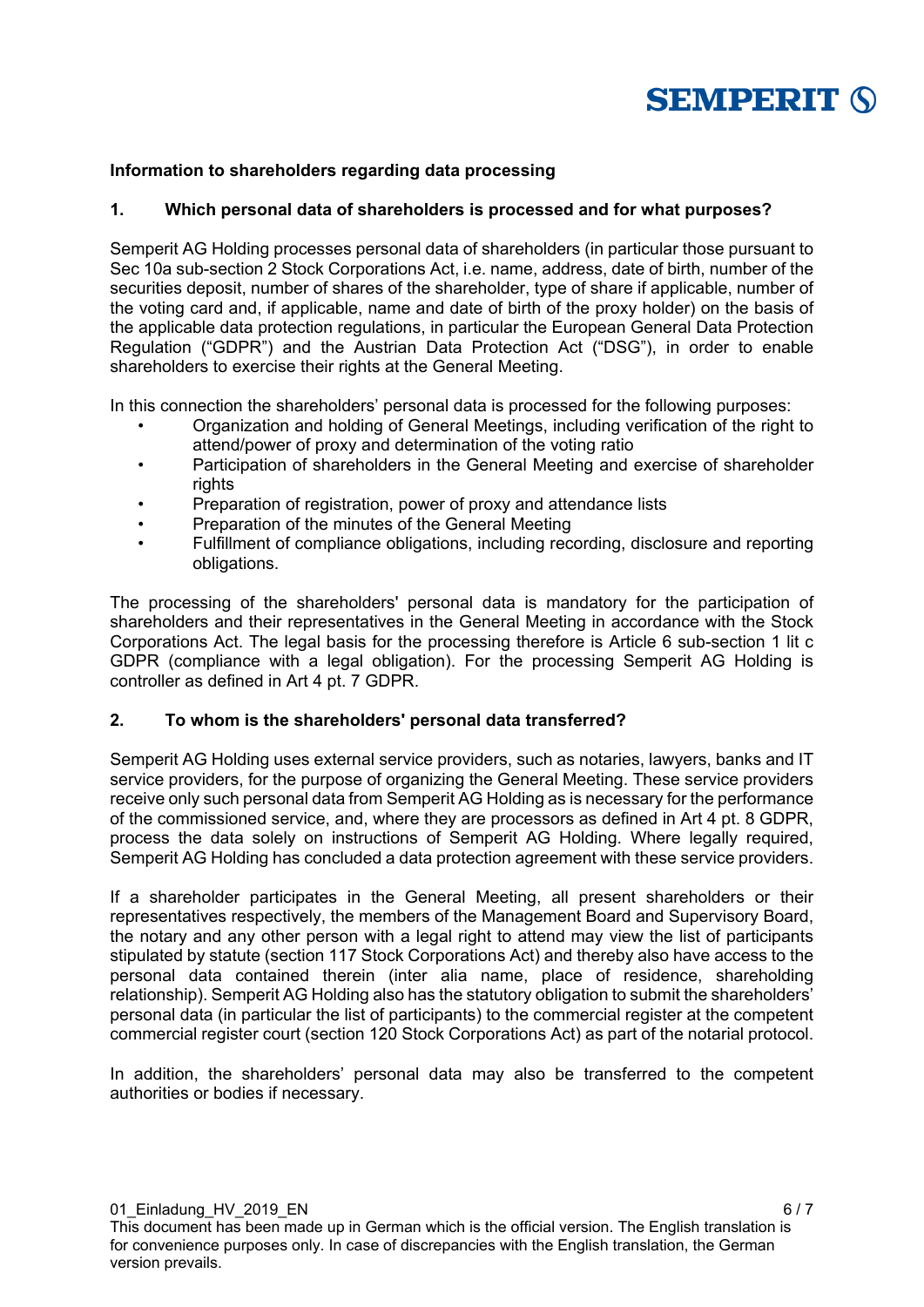**Information to shareholders regarding data processing**

**1. Which personal data of shareholders is processed and for what purposes?**

Semperit AG Holding processes personal data of shareholders (in particular those pursuant to Sec 10a sub-section 2 Stock Corporations Act, i.e. name, address, date of birth, number of the securities deposit, number of shares of the shareholder, type of share if applicable, number of the voting card and, if applicable, name and date of birth of the proxy holder) on the basis of the applicable data protection regulations, in particular the European General Data Protection Regulation ("GDPR") and the Austrian Data Protection Act ("DSG"), in order to enable shareholders to exercise their rights at the General Meeting.

In this connection the shareholders' personal data is processed for the following purposes:

- Organization and holding of General Meetings, including verification of the right to attend/power of proxy and determination of the voting ratio
- Participation of shareholders in the General Meeting and exercise of shareholder rights
- Preparation of registration, power of proxy and attendance lists
- Preparation of the minutes of the General Meeting
- Fulfillment of compliance obligations, including recording, disclosure and reporting obligations.

The processing of the shareholders' personal data is mandatory for the participation of shareholders and their representatives in the General Meeting in accordance with the Stock Corporations Act. The legal basis for the processing therefore is Article 6 sub-section 1 lit c GDPR (compliance with a legal obligation). For the processing Semperit AG Holding is controller as defined in Art 4 pt. 7 GDPR.

**2. To whom is the shareholders' personal data transferred?**

Semperit AG Holding uses external service providers, such as notaries, lawyers, banks and IT service providers, for the purpose of organizing the General Meeting. These service providers receive only such personal data from Semperit AG Holding as is necessary for the performance of the commissioned service, and, where they are processors as defined in Art 4 pt. 8 GDPR, process the data solely on instructions of Semperit AG Holding. Where legally required, Semperit AG Holding has concluded a data protection agreement with these service providers.

If a shareholder participates in the General Meeting, all present shareholders or their representatives respectively, the members of the Management Board and Supervisory Board, the notary and any other person with a legal right to attend may view the list of participants stipulated by statute (section 117 Stock Corporations Act) and thereby also have access to the personal data contained therein (inter alia name, place of residence, shareholding relationship). Semperit AG Holding also has the statutory obligation to submit the shareholders' personal data (in particular the list of participants) to the commercial register at the competent commercial register court (section 120 Stock Corporations Act) as part of the notarial protocol.

In addition, the shareholders' personal data may also be transferred to the competent authorities or bodies if necessary.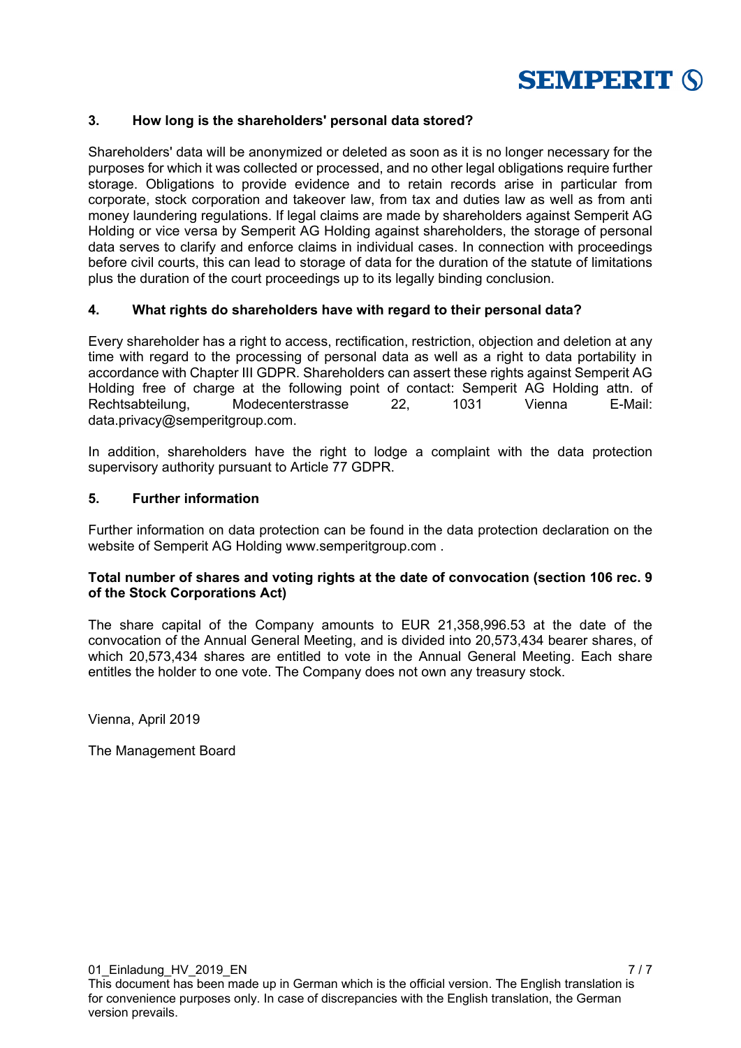### 3. How long is the shareholders' personal data stored?

Shareholders' data will be anonymized or deleted as soon as it is no longer necessary for the purposes for which it was collected or processed, and no other legal obligations require further storage. Obligations to provide evidence and to retain records arise in particular from corporate, stock corporation and takeover law, from tax and duties law as well as from anti money laundering regulations. If legal claims are made by shareholders against Semperit AG Holding or vice versa by Semperit AG Holding against shareholders, the storage of personal data serves to clarify and enforce claims in individual cases. In connection with proceedings before civil courts, this can lead to storage of data for the duration of the statute of limitations plus the duration of the court proceedings up to its legally binding conclusion.

### 4. What rights do shareholders have with regard to their personal data?

Every shareholder has a right to access, rectification, restriction, objection and deletion at any time with regard to the processing of personal data as well as a right to data portability in accordance with Chapter III GDPR. Shareholders can assert these rights against Semperit AG Holding free of charge at the following point of contact: Semperit AG Holding attn. of Rechtsabteilung, Modecenterstrasse 22, 1031 Vienna E-Mail: data.privacy@semperitgroup.com.

In addition, shareholders have the right to lodge a complaint with the data protection supervisory authority pursuant to Article 77 GDPR.

### 5. Further information

Further information on data protection can be found in the data protection declaration on the website of Semperit AG Holding www.semperitgroup.com .

**Total number of shares and voting rights at the date of convocation (section 106 rec. 9 of the Stock Corporations Act)**

The share capital of the Company amounts to EUR 21,358,996.53 at the date of the convocation of the Annual General Meeting, and is divided into 20,573,434 bearer shares, of which 20,573,434 shares are entitled to vote in the Annual General Meeting. Each share entitles the holder to one vote. The Company does not own any treasury stock.

Vienna, April 2019

The Management Board